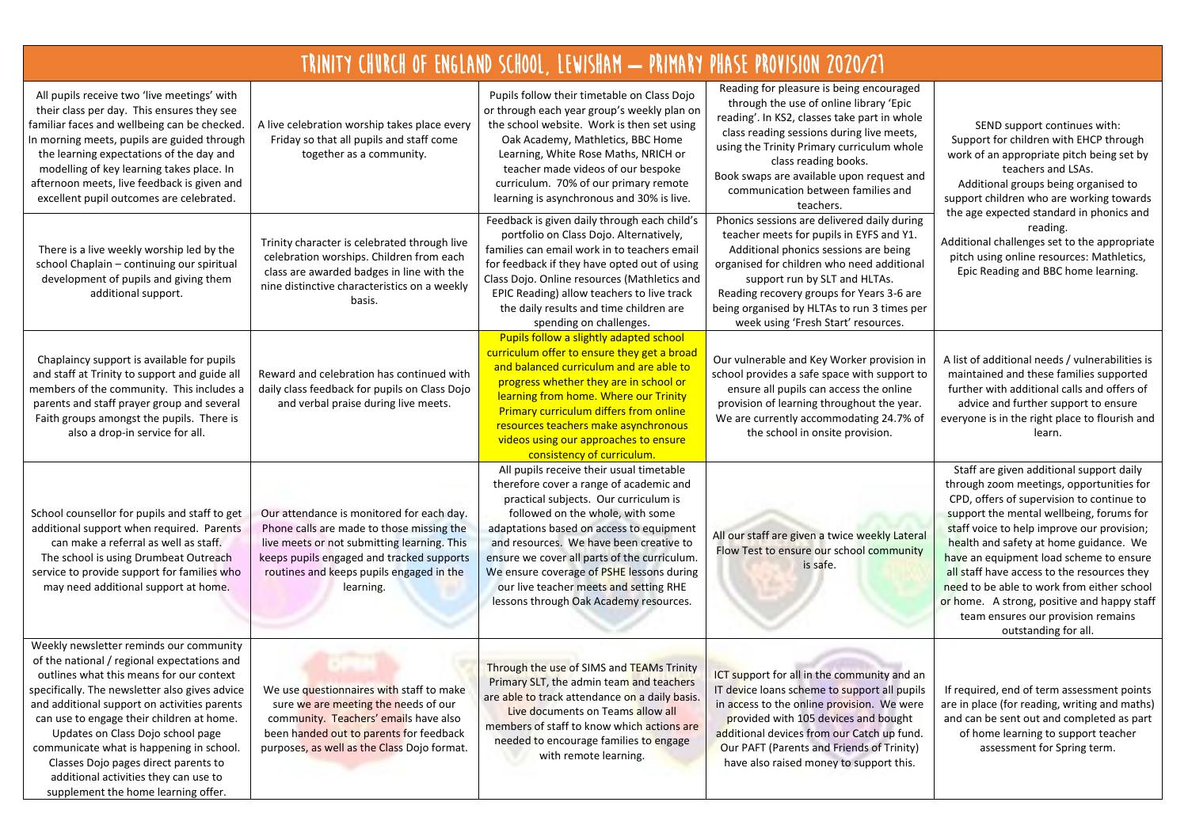# TRINITY CHURCH OF ENGLAND SCHOOL, LEWISHAM – PRIMARY PHASE PROVISION 2020/21

| | | | | |
|---|---|---|---|---|
| All pupils receive two 'live meetings' with their class per day. This ensures they see familiar faces and wellbeing can be checked. In morning meets, pupils are guided through the learning expectations of the day and modelling of key learning takes place. In afternoon meets, live feedback is given and excellent pupil outcomes are celebrated. | A live celebration worship takes place every Friday so that all pupils and staff come together as a community. | Pupils follow their timetable on Class Dojo or through each year group's weekly plan on the school website. Work is then set using Oak Academy, Mathletics, BBC Home Learning, White Rose Maths, NRICH or teacher made videos of our bespoke curriculum. 70% of our primary remote learning is asynchronous and 30% is live. | Reading for pleasure is being encouraged through the use of online library 'Epic reading'. In KS2, classes take part in whole class reading sessions during live meets, using the Trinity Primary curriculum whole class reading books. Book swaps are available upon request and communication between families and teachers. | SEND support continues with: Support for children with EHCP through work of an appropriate pitch being set by teachers and LSAs. Additional groups being organised to support children who are working towards the age expected standard in phonics and reading. Additional challenges set to the appropriate pitch using online resources: Mathletics, Epic Reading and BBC home learning. |
| There is a live weekly worship led by the school Chaplain – continuing our spiritual development of pupils and giving them additional support. | Trinity character is celebrated through live celebration worships. Children from each class are awarded badges in line with the nine distinctive characteristics on a weekly basis. | Feedback is given daily through each child's portfolio on Class Dojo. Alternatively, families can email work in to teachers email for feedback if they have opted out of using Class Dojo. Online resources (Mathletics and EPIC Reading) allow teachers to live track the daily results and time children are spending on challenges. | Phonics sessions are delivered daily during teacher meets for pupils in EYFS and Y1. Additional phonics sessions are being organised for children who need additional support run by SLT and HLTAs. Reading recovery groups for Years 3-6 are being organised by HLTAs to run 3 times per week using 'Fresh Start' resources. | |
| Chaplaincy support is available for pupils and staff at Trinity to support and guide all members of the community. This includes a parents and staff prayer group and several Faith groups amongst the pupils. There is also a drop-in service for all. | Reward and celebration has continued with daily class feedback for pupils on Class Dojo and verbal praise during live meets. | Pupils follow a slightly adapted school curriculum offer to ensure they get a broad and balanced curriculum and are able to progress whether they are in school or learning from home. Where our Trinity Primary curriculum differs from online resources teachers make asynchronous videos using our approaches to ensure consistency of curriculum. | Our vulnerable and Key Worker provision in school provides a safe space with support to ensure all pupils can access the online provision of learning throughout the year. We are currently accommodating 24.7% of the school in onsite provision. | A list of additional needs / vulnerabilities is maintained and these families supported further with additional calls and offers of advice and further support to ensure everyone is in the right place to flourish and learn. |
| School counsellor for pupils and staff to get additional support when required. Parents can make a referral as well as staff. The school is using Drumbeat Outreach service to provide support for families who may need additional support at home. | Our attendance is monitored for each day. Phone calls are made to those missing the live meets or not submitting learning. This keeps pupils engaged and tracked supports routines and keeps pupils engaged in the learning. | All pupils receive their usual timetable therefore cover a range of academic and practical subjects. Our curriculum is followed on the whole, with some adaptations based on access to equipment and resources. We have been creative to ensure we cover all parts of the curriculum. We ensure coverage of PSHE lessons during our live teacher meets and setting RHE lessons through Oak Academy resources. | All our staff are given a twice weekly Lateral Flow Test to ensure our school community is safe. | Staff are given additional support daily through zoom meetings, opportunities for CPD, offers of supervision to continue to support the mental wellbeing, forums for staff voice to help improve our provision; health and safety at home guidance. We have an equipment load scheme to ensure all staff have access to the resources they need to be able to work from either school or home. A strong, positive and happy staff team ensures our provision remains outstanding for all. |
| Weekly newsletter reminds our community of the national / regional expectations and outlines what this means for our context specifically. The newsletter also gives advice and additional support on activities parents can use to engage their children at home. Updates on Class Dojo school page communicate what is happening in school. Classes Dojo pages direct parents to additional activities they can use to supplement the home learning offer. | We use questionnaires with staff to make sure we are meeting the needs of our community. Teachers' emails have also been handed out to parents for feedback purposes, as well as the Class Dojo format. | Through the use of SIMS and TEAMs Trinity Primary SLT, the admin team and teachers are able to track attendance on a daily basis. Live documents on Teams allow all members of staff to know which actions are needed to encourage families to engage with remote learning. | ICT support for all in the community and an IT device loans scheme to support all pupils in access to the online provision. We were provided with 105 devices and bought additional devices from our Catch up fund. Our PAFT (Parents and Friends of Trinity) have also raised money to support this. | If required, end of term assessment points are in place (for reading, writing and maths) and can be sent out and completed as part of home learning to support teacher assessment for Spring term. |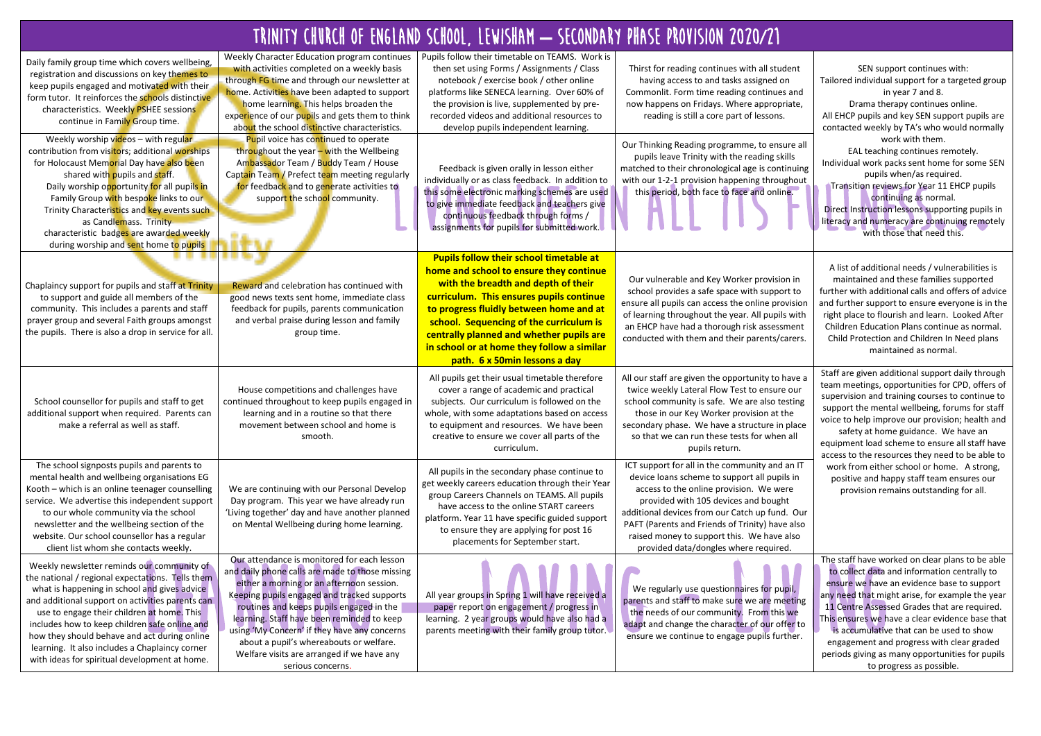# Trinity Church of England School, Lewisham – Secondary Phase Provision 2020/21

Daily family group time which covers wellbeing, registration and discussions on key themes to keep pupils engaged and motivated with their form tutor. It reinforces the schools distinctive characteristics. Weekly PSHEE sessions continue in Family Group time.

Weekly worship videos – with regular contribution from visitors; additional worships for Holocaust Memorial Day have also been shared with pupils and staff. Daily worship opportunity for all pupils in Family Group with bespoke links to our Trinity Characteristics and key events such as Candlemass. Trinity characteristic badges are awarded weekly during worship and sent home to pupils

Chaplaincy support for pupils and staff at Trinity to support and guide all members of the community. This includes a parents and staff prayer group and several Faith groups amongst the pupils. There is also a drop in service for all.

School counsellor for pupils and staff to get additional support when required. Parents can make a referral as well as staff.

The school signposts pupils and parents to mental health and wellbeing organisations EG Kooth – which is an online teenager counselling service. We advertise this independent support to our whole community via the school newsletter and the wellbeing section of the website. Our school counsellor has a regular client list whom she contacts weekly.

Weekly newsletter reminds our community of the national / regional expectations. Tells them what is happening in school and gives advice and additional support on activities parents can use to engage their children at home. This includes how to keep children safe online and how they should behave and act during online learning. It also includes a Chaplaincy corner with ideas for spiritual development at home.

Weekly Character Education program continues with activities completed on a weekly basis through FG time and through our newsletter at home. Activities have been adapted to support home learning. This helps broaden the experience of our pupils and gets them to think about the school distinctive characteristics.

Pupil voice has continued to operate throughout the year – with the Wellbeing Ambassador Team / Buddy Team / House Captain Team / Prefect team meeting regularly for feedback and to generate activities to support the school community.

Reward and celebration has continued with good news texts sent home, immediate class feedback for pupils, parents communication and verbal praise during lesson and family group time.

House competitions and challenges have continued throughout to keep pupils engaged in learning and in a routine so that there movement between school and home is smooth.

We are continuing with our Personal Develop Day program. This year we have already run 'Living together' day and have another planned on Mental Wellbeing during home learning.

Our attendance is monitored for each lesson and daily phone calls are made to those missing either a morning or an afternoon session. Keeping pupils engaged and tracked supports routines and keeps pupils engaged in the learning. Staff have been reminded to keep using 'My Concern' if they have any concerns about a pupil's whereabouts or welfare. Welfare visits are arranged if we have any serious concerns.

Pupils follow their timetable on TEAMS. Work is then set using Forms / Assignments / Class notebook / exercise book / other online platforms like SENECA learning. Over 60% of the provision is live, supplemented by pre-recorded videos and additional resources to develop pupils independent learning.

Feedback is given orally in lesson either individually or as class feedback. In addition to this some electronic marking schemes are used to give immediate feedback and teachers give continuous feedback through forms / assignments for pupils for submitted work.

**Pupils follow their school timetable at home and school to ensure they continue with the breadth and depth of their curriculum. This ensures pupils continue to progress fluidly between home and at school. Sequencing of the curriculum is centrally planned and whether pupils are in school or at home they follow a similar path. 6 x 50min lessons a day**

All pupils get their usual timetable therefore cover a range of academic and practical subjects. Our curriculum is followed on the whole, with some adaptations based on access to equipment and resources. We have been creative to ensure we cover all parts of the curriculum.

All pupils in the secondary phase continue to get weekly careers education through their Year group Careers Channels on TEAMS. All pupils have access to the online START careers platform. Year 11 have specific guided support to ensure they are applying for post 16 placements for September start.

All year groups in Spring 1 will have received a paper report on engagement / progress in learning. 2 year groups would have also had a parents meeting with their family group tutor.

Thirst for reading continues with all student having access to and tasks assigned on Commonlit. Form time reading continues and now happens on Fridays. Where appropriate, reading is still a core part of lessons.

Our Thinking Reading programme, to ensure all pupils leave Trinity with the reading skills matched to their chronological age is continuing with our 1-2-1 provision happening throughout this period, both face to face and online.

Our vulnerable and Key Worker provision in school provides a safe space with support to ensure all pupils can access the online provision of learning throughout the year. All pupils with an EHCP have had a thorough risk assessment conducted with them and their parents/carers.

All our staff are given the opportunity to have a twice weekly Lateral Flow Test to ensure our school community is safe. We are also testing those in our Key Worker provision at the secondary phase. We have a structure in place so that we can run these tests for when all pupils return.

ICT support for all in the community and an IT device loans scheme to support all pupils in access to the online provision. We were provided with 105 devices and bought additional devices from our Catch up fund. Our PAFT (Parents and Friends of Trinity) have also raised money to support this. We have also provided data/dongles where required.

We regularly use questionnaires for pupil, parents and staff to make sure we are meeting the needs of our community. From this we adapt and change the character of our offer to ensure we continue to engage pupils further.

SEN support continues with:

- Tailored individual support for a targeted group in year 7 and 8.
- Drama therapy continues online.
- All EHCP pupils and key SEN support pupils are contacted weekly by TA's who would normally work with them.
- EAL teaching continues remotely.
- Individual work packs sent home for some SEN pupils when/as required.
- Transition reviews for Year 11 EHCP pupils continuing as normal.
- Direct Instruction lessons supporting pupils in literacy and numeracy are continuing remotely with those that need this.

A list of additional needs / vulnerabilities is maintained and these families supported further with additional calls and offers of advice and further support to ensure everyone is in the right place to flourish and learn. Looked After Children Education Plans continue as normal. Child Protection and Children In Need plans maintained as normal.

Staff are given additional support daily through team meetings, opportunities for CPD, offers of supervision and training courses to continue to support the mental wellbeing, forums for staff voice to help improve our provision; health and safety at home guidance. We have an equipment load scheme to ensure all staff have access to the resources they need to be able to work from either school or home. A strong, positive and happy staff team ensures our provision remains outstanding for all.

The staff have worked on clear plans to be able to collect data and information centrally to ensure we have an evidence base to support any need that might arise, for example the year 11 Centre Assessed Grades that are required. This ensures we have a clear evidence base that is accumulative that can be used to show engagement and progress with clear graded periods giving as many opportunities for pupils to progress as possible.